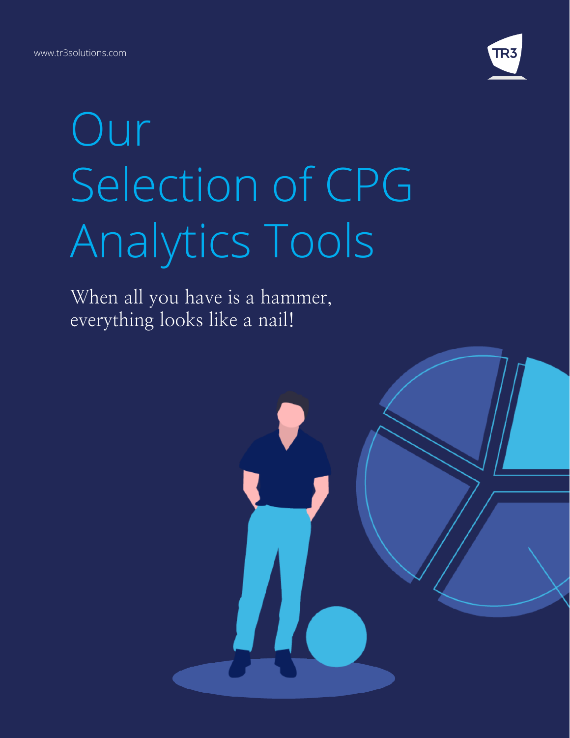www.tr3solutions.com

# Our Selection of CPG Analytics Tools

When all you have is a hammer, everything looks like a nail!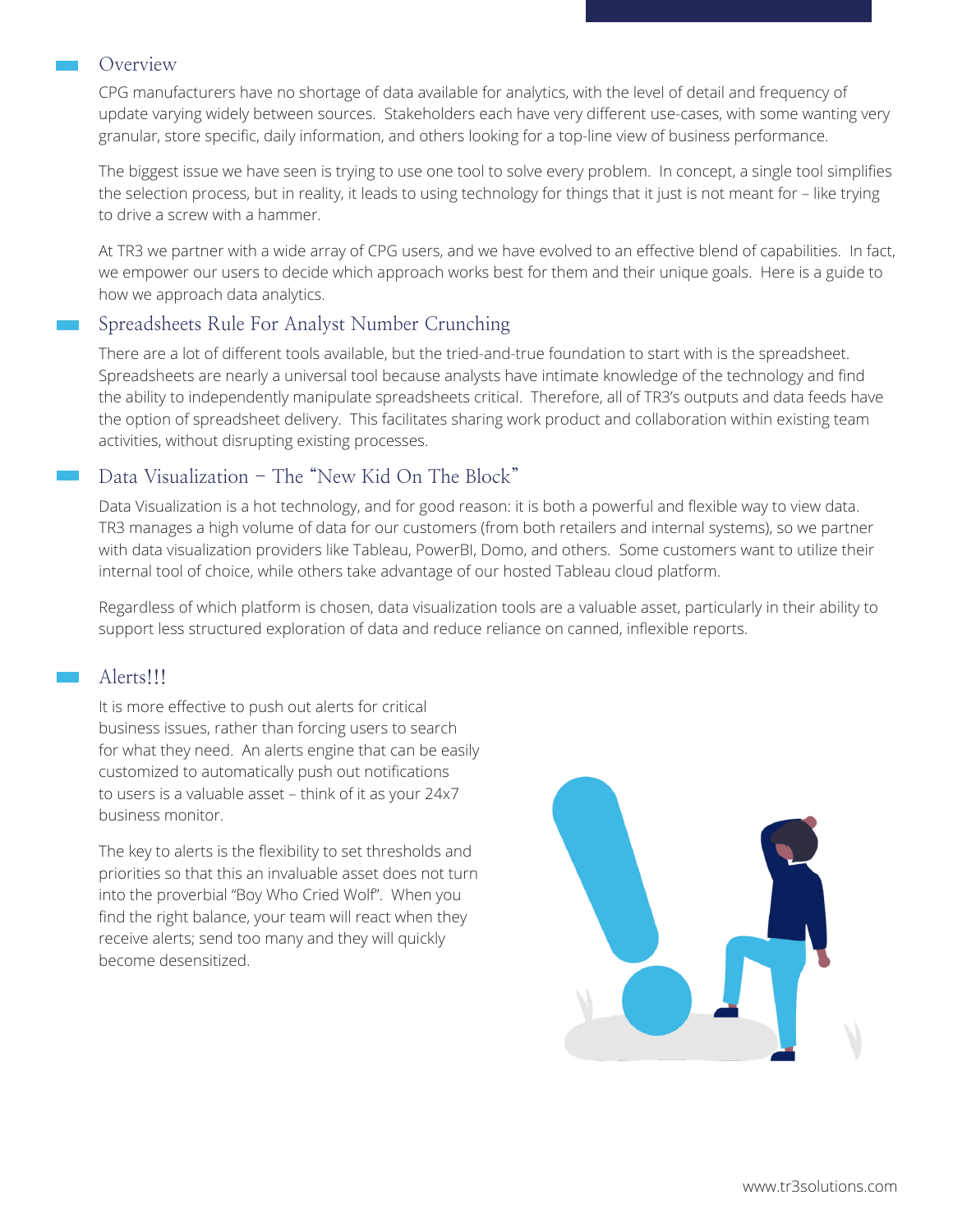## Overview

CPG manufacturers have no shortage of data available for analytics, with the level of detail and frequency of update varying widely between sources. Stakeholders each have very different use-cases, with some wanting very granular, store specific, daily information, and others looking for a top-line view of business performance.

The biggest issue we have seen is trying to use one tool to solve every problem. In concept, a single tool simplifies the selection process, but in reality, it leads to using technology for things that it just is not meant for – like trying to drive a screw with a hammer.

At TR3 we partner with a wide array of CPG users, and we have evolved to an effective blend of capabilities. In fact, we empower our users to decide which approach works best for them and their unique goals. Here is a guide to how we approach data analytics.

## Spreadsheets Rule For Analyst Number Crunching

There are a lot of different tools available, but the tried-and-true foundation to start with is the spreadsheet. Spreadsheets are nearly a universal tool because analysts have intimate knowledge of the technology and find the ability to independently manipulate spreadsheets critical. Therefore, all of TR3's outputs and data feeds have the option of spreadsheet delivery. This facilitates sharing work product and collaboration within existing team activities, without disrupting existing processes.

## Data Visualization – The "New Kid On The Block"

Data Visualization is a hot technology, and for good reason: it is both a powerful and flexible way to view data. TR3 manages a high volume of data for our customers (from both retailers and internal systems), so we partner with data visualization providers like Tableau, PowerBI, Domo, and others. Some customers want to utilize their internal tool of choice, while others take advantage of our hosted Tableau cloud platform.

Regardless of which platform is chosen, data visualization tools are a valuable asset, particularly in their ability to support less structured exploration of data and reduce reliance on canned, inflexible reports.

## Alerts!!!

It is more effective to push out alerts for critical business issues, rather than forcing users to search for what they need. An alerts engine that can be easily customized to automatically push out notifications to users is a valuable asset – think of it as your 24x7 business monitor.

The key to alerts is the flexibility to set thresholds and priorities so that this an invaluable asset does not turn into the proverbial "Boy Who Cried Wolf". When you find the right balance, your team will react when they receive alerts; send too many and they will quickly become desensitized.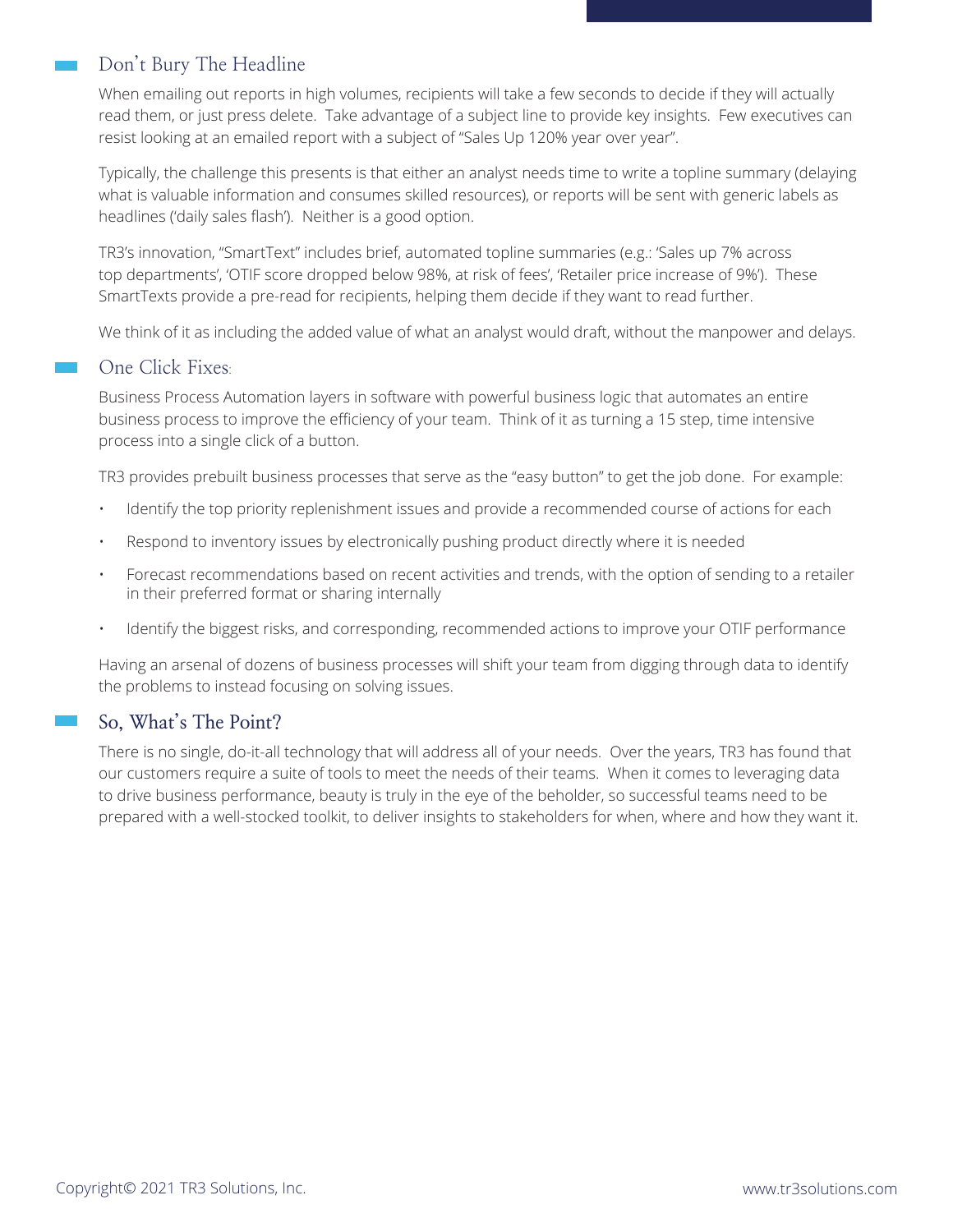## Don't Bury The Headline

When emailing out reports in high volumes, recipients will take a few seconds to decide if they will actually read them, or just press delete. Take advantage of a subject line to provide key insights. Few executives can resist looking at an emailed report with a subject of "Sales Up 120% year over year".

Typically, the challenge this presents is that either an analyst needs time to write a topline summary (delaying what is valuable information and consumes skilled resources), or reports will be sent with generic labels as headlines ('daily sales flash'). Neither is a good option.

TR3's innovation, "SmartText" includes brief, automated topline summaries (e.g.: 'Sales up 7% across top departments', 'OTIF score dropped below 98%, at risk of fees', 'Retailer price increase of 9%'). These SmartTexts provide a pre-read for recipients, helping them decide if they want to read further.

We think of it as including the added value of what an analyst would draft, without the manpower and delays.

## One Click Fixes:

Business Process Automation layers in software with powerful business logic that automates an entire business process to improve the efficiency of your team. Think of it as turning a 15 step, time intensive process into a single click of a button.

TR3 provides prebuilt business processes that serve as the "easy button" to get the job done. For example:

- Identify the top priority replenishment issues and provide a recommended course of actions for each
- Respond to inventory issues by electronically pushing product directly where it is needed
- Forecast recommendations based on recent activities and trends, with the option of sending to a retailer in their preferred format or sharing internally
- Identify the biggest risks, and corresponding, recommended actions to improve your OTIF performance

Having an arsenal of dozens of business processes will shift your team from digging through data to identify the problems to instead focusing on solving issues.

## So, What's The Point?

There is no single, do-it-all technology that will address all of your needs. Over the years, TR3 has found that our customers require a suite of tools to meet the needs of their teams. When it comes to leveraging data to drive business performance, beauty is truly in the eye of the beholder, so successful teams need to be prepared with a well-stocked toolkit, to deliver insights to stakeholders for when, where and how they want it.